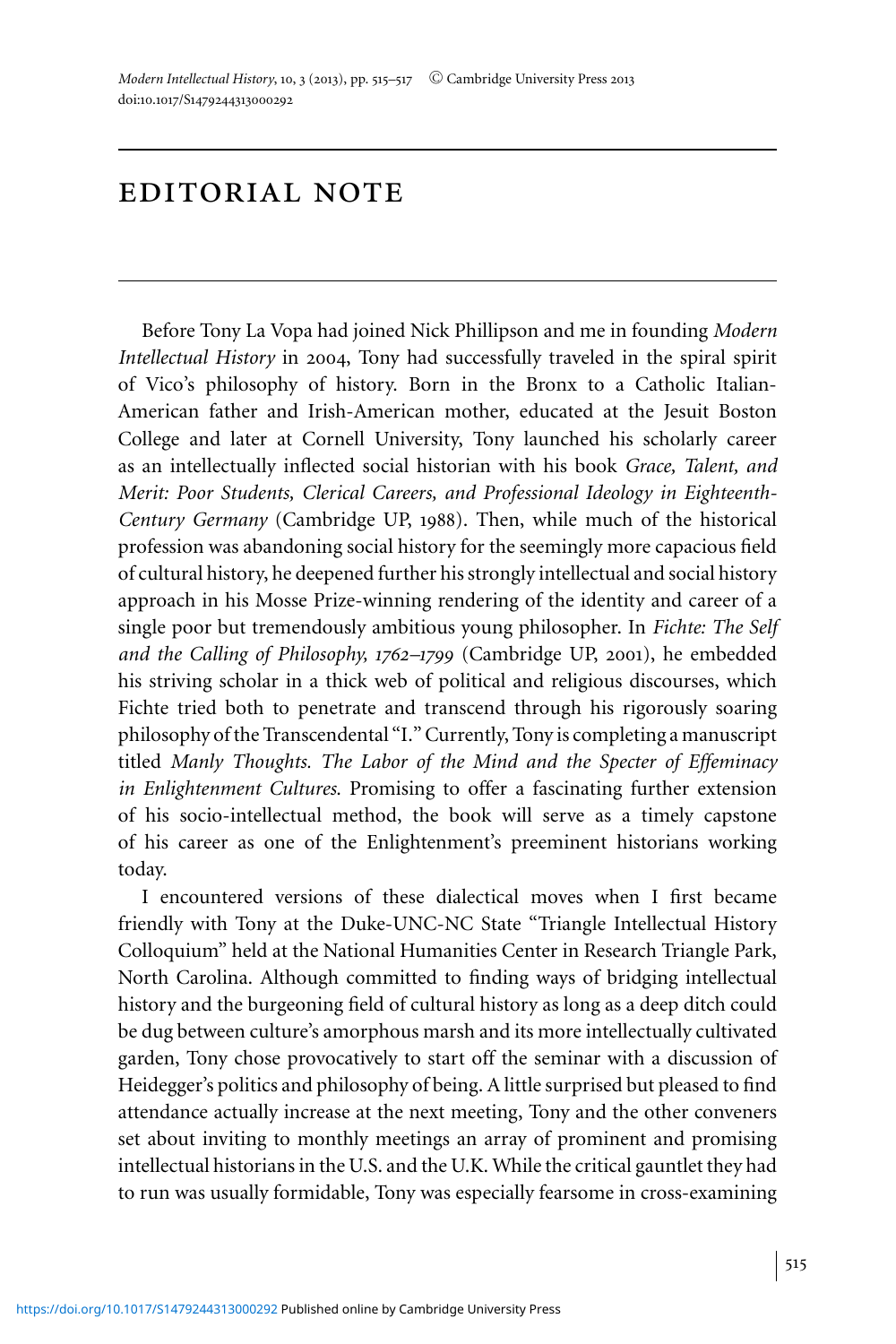# EDITORIAL NOTE

Before Tony La Vopa had joined Nick Phillipson and me in founding *Modern Intellectual History* in 2004, Tony had successfully traveled in the spiral spirit of Vico's philosophy of history. Born in the Bronx to a Catholic Italian-American father and Irish-American mother, educated at the Jesuit Boston College and later at Cornell University, Tony launched his scholarly career as an intellectually inflected social historian with his book *Grace, Talent, and Merit: Poor Students, Clerical Careers, and Professional Ideology in Eighteenth-Century Germany* (Cambridge UP, 1988). Then, while much of the historical profession was abandoning social history for the seemingly more capacious field of cultural history, he deepened further his strongly intellectual and social history approach in his Mosse Prize-winning rendering of the identity and career of a single poor but tremendously ambitious young philosopher. In *Fichte: The Self and the Calling of Philosophy, 1762–1799* (Cambridge UP, 2001), he embedded his striving scholar in a thick web of political and religious discourses, which Fichte tried both to penetrate and transcend through his rigorously soaring philosophy of the Transcendental "I." Currently, Tony is completing a manuscript titled *Manly Thoughts. The Labor of the Mind and the Specter of Effeminacy in Enlightenment Cultures*. Promising to offer a fascinating further extension of his socio-intellectual method, the book will serve as a timely capstone of his career as one of the Enlightenment's preeminent historians working today.

I encountered versions of these dialectical moves when I first became friendly with Tony at the Duke-UNC-NC State "Triangle Intellectual History Colloquium" held at the National Humanities Center in Research Triangle Park, North Carolina. Although committed to finding ways of bridging intellectual history and the burgeoning field of cultural history as long as a deep ditch could be dug between culture's amorphous marsh and its more intellectually cultivated garden, Tony chose provocatively to start off the seminar with a discussion of Heidegger's politics and philosophy of being. A little surprised but pleased to find attendance actually increase at the next meeting, Tony and the other conveners set about inviting to monthly meetings an array of prominent and promising intellectual historians in the U.S. and the U.K. While the critical gauntlet they had to run was usually formidable, Tony was especially fearsome in cross-examining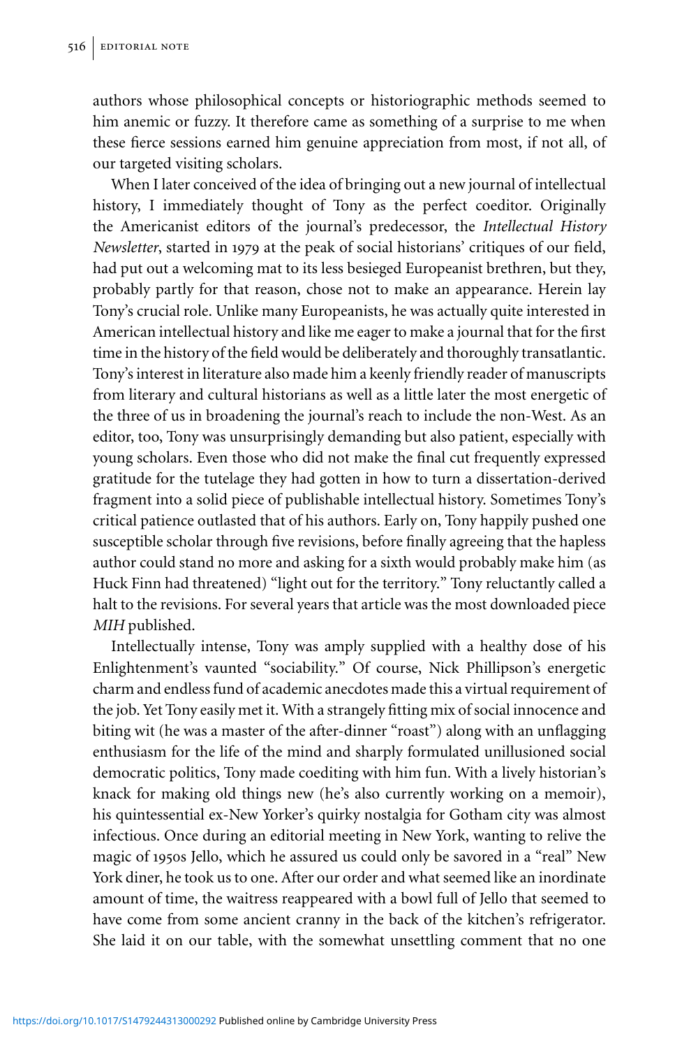authors whose philosophical concepts or historiographic methods seemed to him anemic or fuzzy. It therefore came as something of a surprise to me when these fierce sessions earned him genuine appreciation from most, if not all, of our targeted visiting scholars.

When I later conceived of the idea of bringing out a new journal of intellectual history, I immediately thought of Tony as the perfect coeditor. Originally the Americanist editors of the journal's predecessor, the *Intellectual History Newsletter*, started in 1979 at the peak of social historians' critiques of our field, had put out a welcoming mat to its less besieged Europeanist brethren, but they, probably partly for that reason, chose not to make an appearance. Herein lay Tony's crucial role. Unlike many Europeanists, he was actually quite interested in American intellectual history and like me eager to make a journal that for the first time in the history of the field would be deliberately and thoroughly transatlantic. Tony's interest in literature also made him a keenly friendly reader of manuscripts from literary and cultural historians as well as a little later the most energetic of the three of us in broadening the journal's reach to include the non-West. As an editor, too, Tony was unsurprisingly demanding but also patient, especially with young scholars. Even those who did not make the final cut frequently expressed gratitude for the tutelage they had gotten in how to turn a dissertation-derived fragment into a solid piece of publishable intellectual history. Sometimes Tony's critical patience outlasted that of his authors. Early on, Tony happily pushed one susceptible scholar through five revisions, before finally agreeing that the hapless author could stand no more and asking for a sixth would probably make him (as Huck Finn had threatened) "light out for the territory." Tony reluctantly called a halt to the revisions. For several years that article was the most downloaded piece *MIH* published.

Intellectually intense, Tony was amply supplied with a healthy dose of his Enlightenment's vaunted "sociability." Of course, Nick Phillipson's energetic charm and endless fund of academic anecdotes made this a virtual requirement of the job. Yet Tony easily met it. With a strangely fitting mix of social innocence and biting wit (he was a master of the after-dinner "roast") along with an unflagging enthusiasm for the life of the mind and sharply formulated unillusioned social democratic politics, Tony made coediting with him fun. With a lively historian's knack for making old things new (he's also currently working on a memoir), his quintessential ex-New Yorker's quirky nostalgia for Gotham city was almost infectious. Once during an editorial meeting in New York, wanting to relive the magic of 1950s Jello, which he assured us could only be savored in a "real" New York diner, he took us to one. After our order and what seemed like an inordinate amount of time, the waitress reappeared with a bowl full of Jello that seemed to have come from some ancient cranny in the back of the kitchen's refrigerator. She laid it on our table, with the somewhat unsettling comment that no one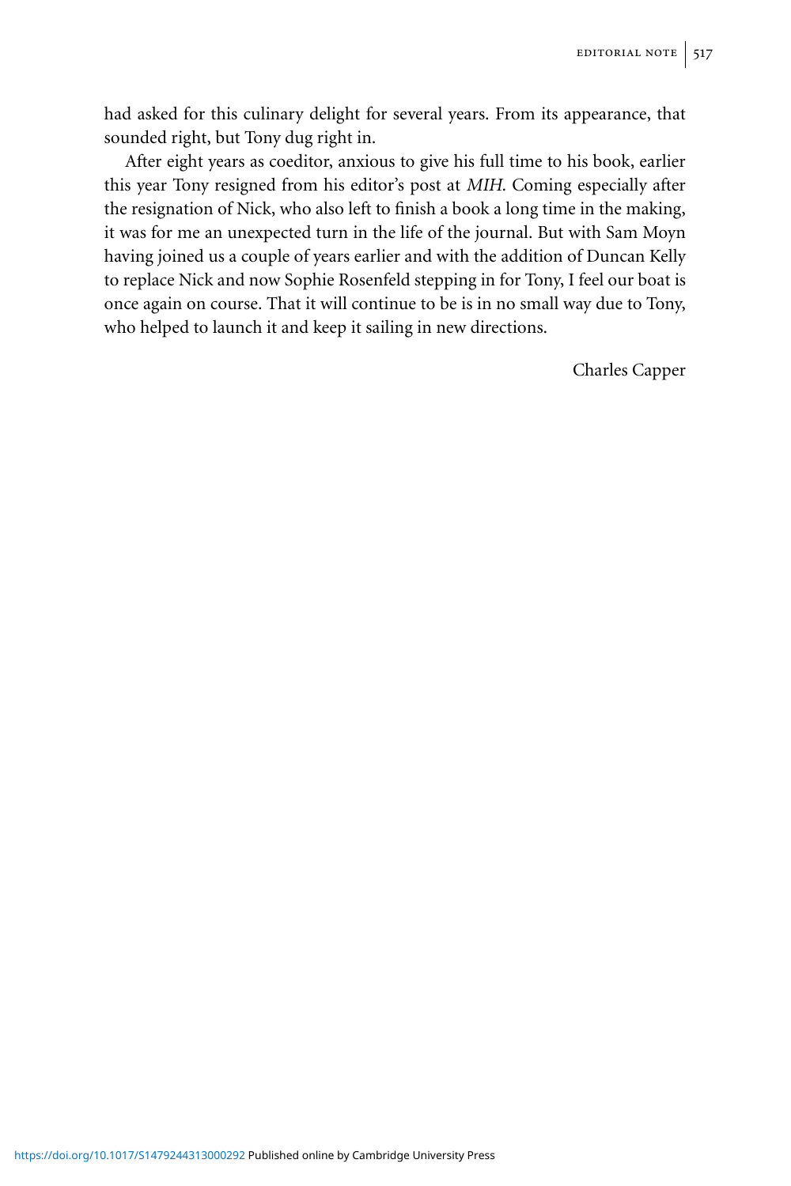had asked for this culinary delight for several years. From its appearance, that sounded right, but Tony dug right in.

After eight years as coeditor, anxious to give his full time to his book, earlier this year Tony resigned from his editor's post at *MIH*. Coming especially after the resignation of Nick, who also left to finish a book a long time in the making, it was for me an unexpected turn in the life of the journal. But with Sam Moyn having joined us a couple of years earlier and with the addition of Duncan Kelly to replace Nick and now Sophie Rosenfeld stepping in for Tony, I feel our boat is once again on course. That it will continue to be is in no small way due to Tony, who helped to launch it and keep it sailing in new directions.

Charles Capper